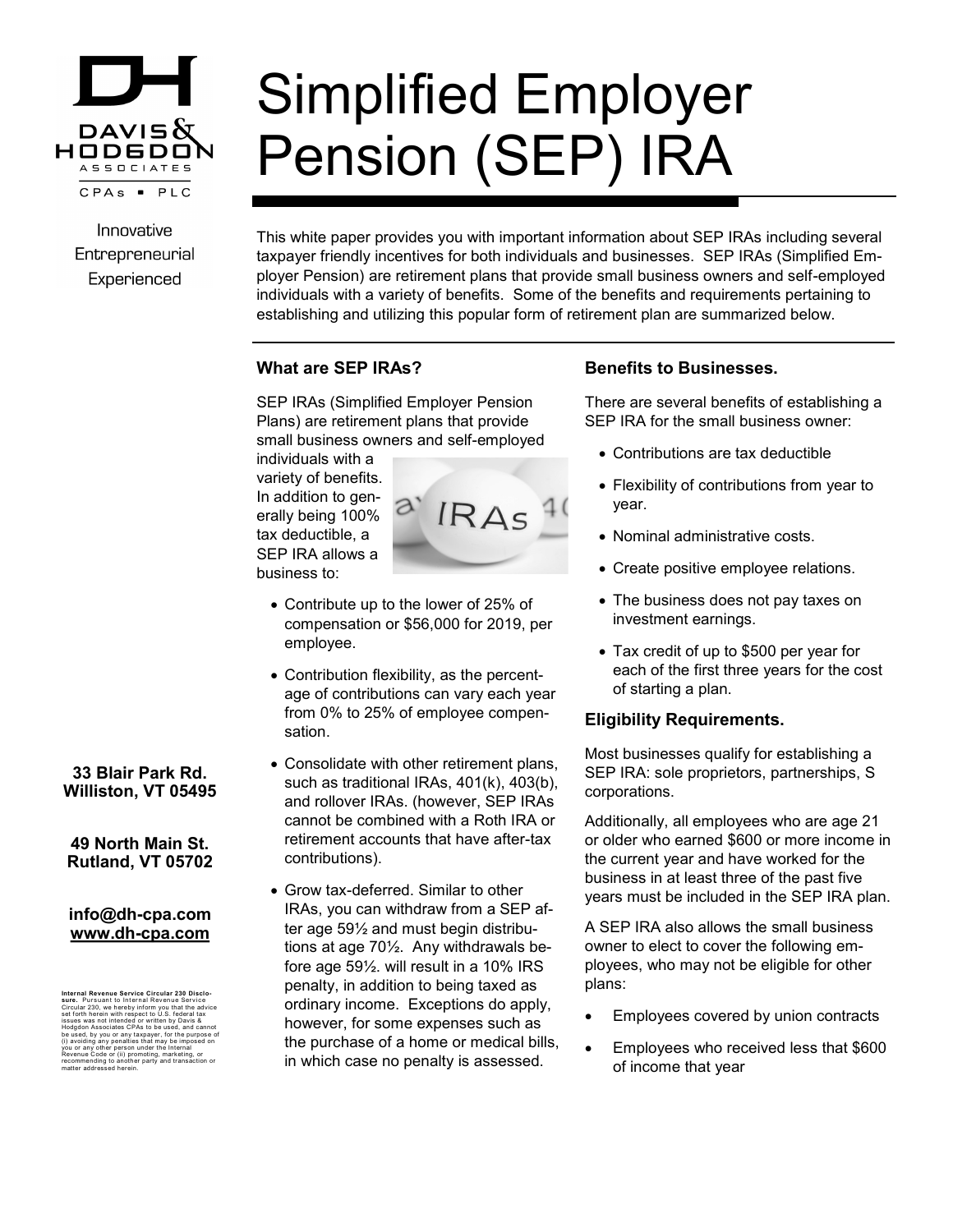# Simplified Employer Pension (SEP) IRA

DAVIS & HODGDON ASSOCIATES CPAs ▪ PLC

Innovative
Entrepreneurial
Experienced

This white paper provides you with important information about SEP IRAs including several taxpayer friendly incentives for both individuals and businesses. SEP IRAs (Simplified Employer Pension) are retirement plans that provide small business owners and self-employed individuals with a variety of benefits. Some of the benefits and requirements pertaining to establishing and utilizing this popular form of retirement plan are summarized below.

### What are SEP IRAs?

SEP IRAs (Simplified Employer Pension Plans) are retirement plans that provide small business owners and self-employed individuals with a variety of benefits. In addition to generally being 100% tax deductible, a SEP IRA allows a business to:

- Contribute up to the lower of 25% of compensation or $56,000 for 2019, per employee.
- Contribution flexibility, as the percentage of contributions can vary each year from 0% to 25% of employee compensation.
- Consolidate with other retirement plans, such as traditional IRAs, 401(k), 403(b), and rollover IRAs. (however, SEP IRAs cannot be combined with a Roth IRA or retirement accounts that have after-tax contributions).
- Grow tax-deferred. Similar to other IRAs, you can withdraw from a SEP after age 59½ and must begin distributions at age 70½. Any withdrawals before age 59½. will result in a 10% IRS penalty, in addition to being taxed as ordinary income. Exceptions do apply, however, for some expenses such as the purchase of a home or medical bills, in which case no penalty is assessed.

### Benefits to Businesses.

There are several benefits of establishing a SEP IRA for the small business owner:

- Contributions are tax deductible
- Flexibility of contributions from year to year.
- Nominal administrative costs.
- Create positive employee relations.
- The business does not pay taxes on investment earnings.
- Tax credit of up to $500 per year for each of the first three years for the cost of starting a plan.

### Eligibility Requirements.

Most businesses qualify for establishing a SEP IRA: sole proprietors, partnerships, S corporations.

Additionally, all employees who are age 21 or older who earned $600 or more income in the current year and have worked for the business in at least three of the past five years must be included in the SEP IRA plan.

A SEP IRA also allows the small business owner to elect to cover the following employees, who may not be eligible for other plans:

- Employees covered by union contracts
- Employees who received less that $600 of income that year

**33 Blair Park Rd.**
**Williston, VT 05495**

**49 North Main St.**
**Rutland, VT 05702**

**info@dh-cpa.com**
**www.dh-cpa.com**

**Internal Revenue Service Circular 230 Disclosure.** Pursuant to Internal Revenue Service Circular 230, we hereby inform you that the advice set forth herein with respect to U.S. federal tax issues was not intended or written by Davis & Hodgdon Associates CPAs to be used, and cannot be used, by you or any taxpayer, for the purpose of (i) avoiding any penalties that may be imposed on you or any other person under the Internal Revenue Code or (ii) promoting, marketing, or recommending to another party and transaction or matter addressed herein.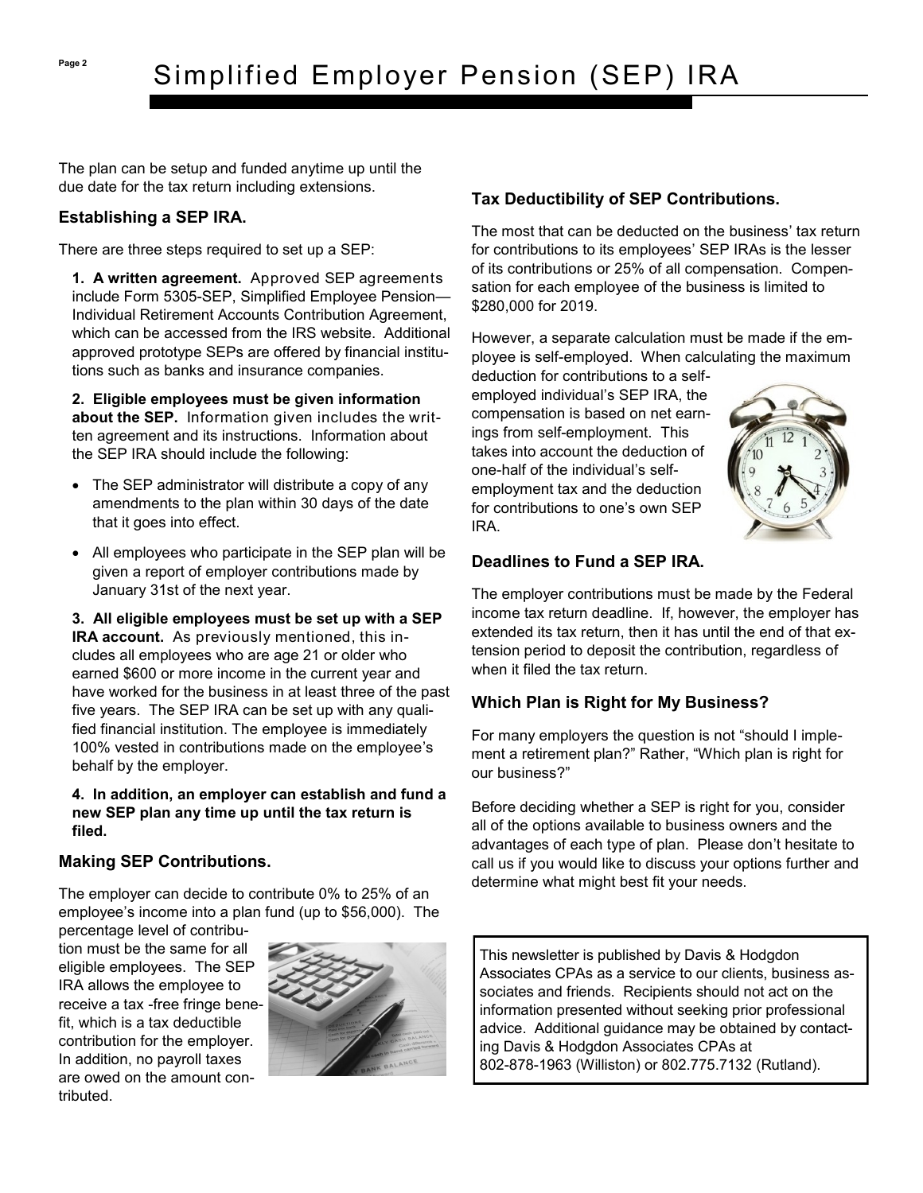# Simplified Employer Pension (SEP) IRA

The plan can be setup and funded anytime up until the due date for the tax return including extensions.

### Establishing a SEP IRA.

There are three steps required to set up a SEP:

**1. A written agreement.** Approved SEP agreements include Form 5305-SEP, Simplified Employee Pension—Individual Retirement Accounts Contribution Agreement, which can be accessed from the IRS website. Additional approved prototype SEPs are offered by financial institutions such as banks and insurance companies.

**2. Eligible employees must be given information about the SEP.** Information given includes the written agreement and its instructions. Information about the SEP IRA should include the following:

- The SEP administrator will distribute a copy of any amendments to the plan within 30 days of the date that it goes into effect.
- All employees who participate in the SEP plan will be given a report of employer contributions made by January 31st of the next year.

**3. All eligible employees must be set up with a SEP IRA account.** As previously mentioned, this includes all employees who are age 21 or older who earned $600 or more income in the current year and have worked for the business in at least three of the past five years. The SEP IRA can be set up with any qualified financial institution. The employee is immediately 100% vested in contributions made on the employee's behalf by the employer.

**4. In addition, an employer can establish and fund a new SEP plan any time up until the tax return is filed.**

### Making SEP Contributions.

The employer can decide to contribute 0% to 25% of an employee's income into a plan fund (up to $56,000). The percentage level of contribution must be the same for all eligible employees. The SEP IRA allows the employee to receive a tax -free fringe benefit, which is a tax deductible contribution for the employer. In addition, no payroll taxes are owed on the amount contributed.

### Tax Deductibility of SEP Contributions.

The most that can be deducted on the business' tax return for contributions to its employees' SEP IRAs is the lesser of its contributions or 25% of all compensation. Compensation for each employee of the business is limited to $280,000 for 2019.

However, a separate calculation must be made if the employee is self-employed. When calculating the maximum deduction for contributions to a self-employed individual's SEP IRA, the compensation is based on net earnings from self-employment. This takes into account the deduction of one-half of the individual's self-employment tax and the deduction for contributions to one's own SEP IRA.

### Deadlines to Fund a SEP IRA.

The employer contributions must be made by the Federal income tax return deadline. If, however, the employer has extended its tax return, then it has until the end of that extension period to deposit the contribution, regardless of when it filed the tax return.

### Which Plan is Right for My Business?

For many employers the question is not "should I implement a retirement plan?" Rather, "Which plan is right for our business?"

Before deciding whether a SEP is right for you, consider all of the options available to business owners and the advantages of each type of plan. Please don't hesitate to call us if you would like to discuss your options further and determine what might best fit your needs.

This newsletter is published by Davis & Hodgdon Associates CPAs as a service to our clients, business associates and friends. Recipients should not act on the information presented without seeking prior professional advice. Additional guidance may be obtained by contacting Davis & Hodgdon Associates CPAs at 802-878-1963 (Williston) or 802.775.7132 (Rutland).